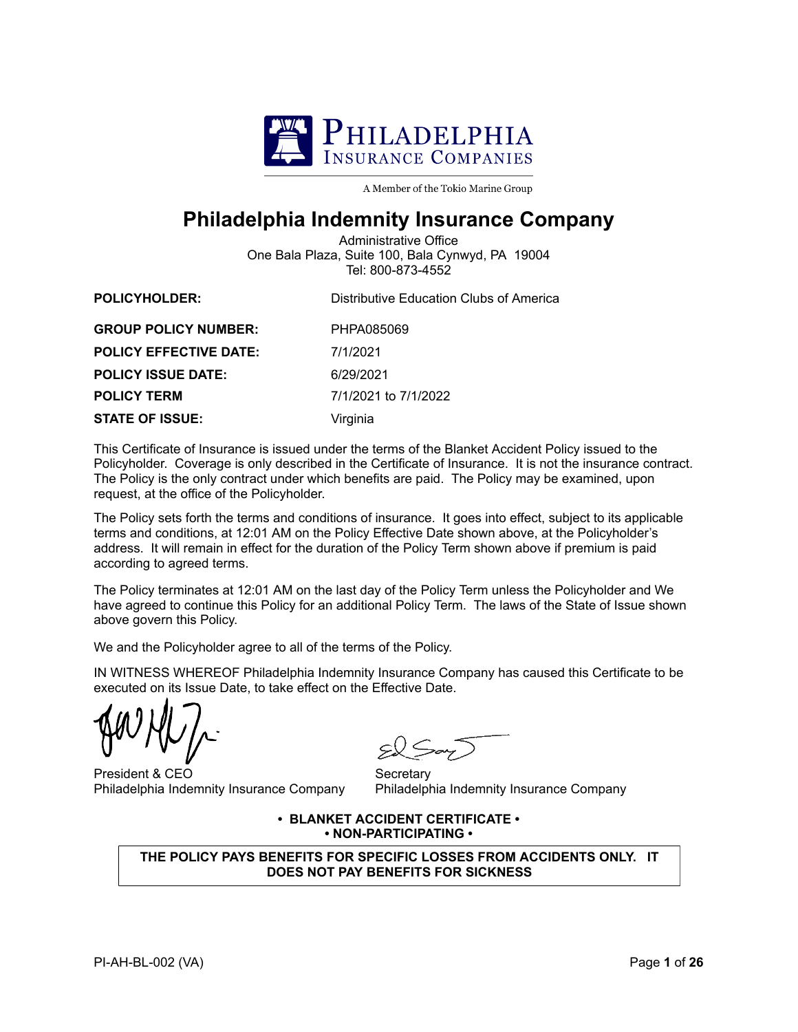PHILADELPHIA
INSURANCE COMPANIES

A Member of the Tokio Marine Group

# Philadelphia Indemnity Insurance Company

Administrative Office
One Bala Plaza, Suite 100, Bala Cynwyd, PA 19004
Tel: 800-873-4552

| | |
|---|---|
| **POLICYHOLDER:** | Distributive Education Clubs of America |
| **GROUP POLICY NUMBER:** | PHPA085069 |
| **POLICY EFFECTIVE DATE:** | 7/1/2021 |
| **POLICY ISSUE DATE:** | 6/29/2021 |
| **POLICY TERM** | 7/1/2021 to 7/1/2022 |
| **STATE OF ISSUE:** | Virginia |

This Certificate of Insurance is issued under the terms of the Blanket Accident Policy issued to the Policyholder. Coverage is only described in the Certificate of Insurance. It is not the insurance contract. The Policy is the only contract under which benefits are paid. The Policy may be examined, upon request, at the office of the Policyholder.

The Policy sets forth the terms and conditions of insurance. It goes into effect, subject to its applicable terms and conditions, at 12:01 AM on the Policy Effective Date shown above, at the Policyholder's address. It will remain in effect for the duration of the Policy Term shown above if premium is paid according to agreed terms.

The Policy terminates at 12:01 AM on the last day of the Policy Term unless the Policyholder and We have agreed to continue this Policy for an additional Policy Term. The laws of the State of Issue shown above govern this Policy.

We and the Policyholder agree to all of the terms of the Policy.

IN WITNESS WHEREOF Philadelphia Indemnity Insurance Company has caused this Certificate to be executed on its Issue Date, to take effect on the Effective Date.

President & CEO
Philadelphia Indemnity Insurance Company

Secretary
Philadelphia Indemnity Insurance Company

**• BLANKET ACCIDENT CERTIFICATE •**
**• NON-PARTICIPATING •**

**THE POLICY PAYS BENEFITS FOR SPECIFIC LOSSES FROM ACCIDENTS ONLY. IT DOES NOT PAY BENEFITS FOR SICKNESS**

PI-AH-BL-002 (VA)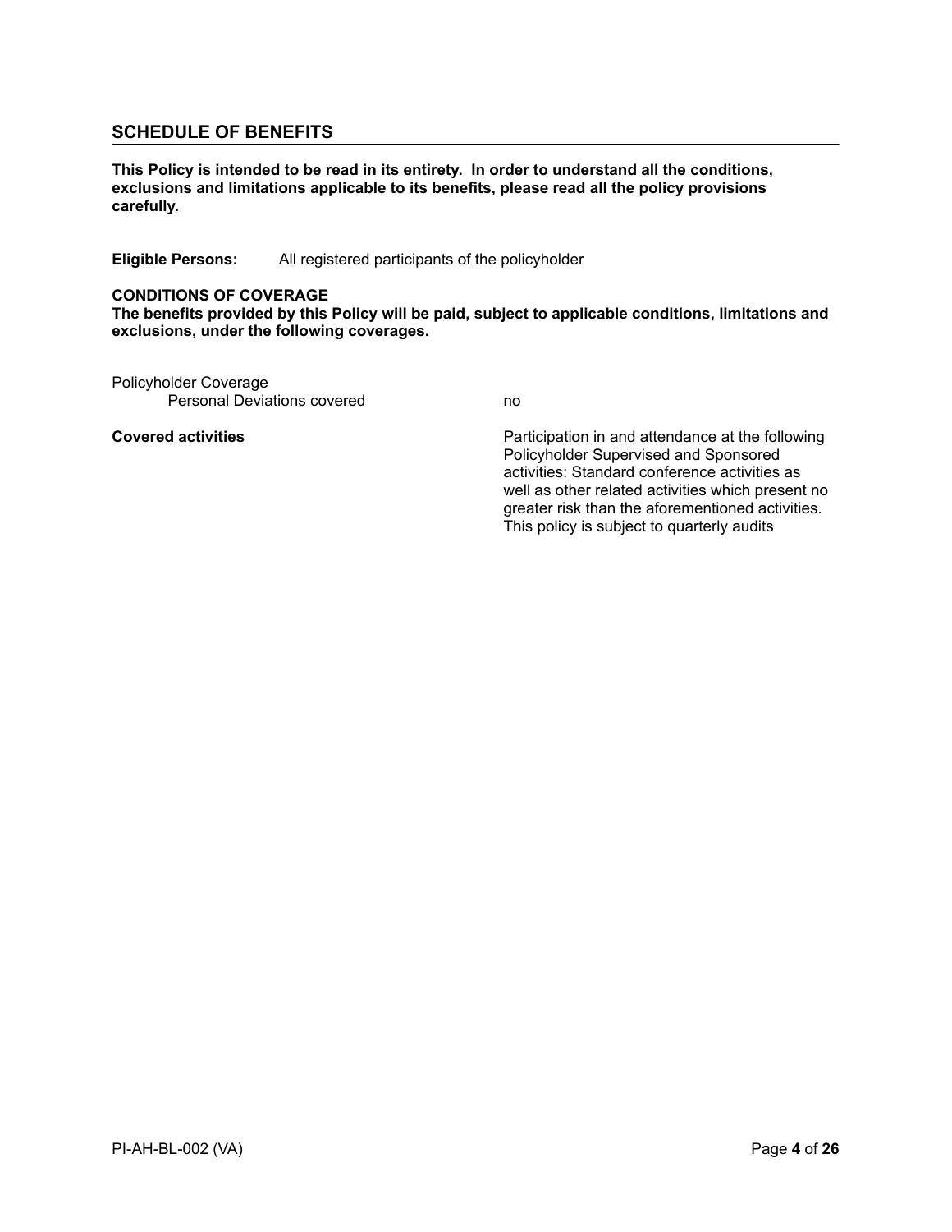## SCHEDULE OF BENEFITS

**This Policy is intended to be read in its entirety. In order to understand all the conditions, exclusions and limitations applicable to its benefits, please read all the policy provisions carefully.**

**Eligible Persons:** All registered participants of the policyholder

**CONDITIONS OF COVERAGE**
**The benefits provided by this Policy will be paid, subject to applicable conditions, limitations and exclusions, under the following coverages.**

| | |
|---|---|
| Policyholder Coverage | |
| Personal Deviations covered | no |
| **Covered activities** | Participation in and attendance at the following Policyholder Supervised and Sponsored activities: Standard conference activities as well as other related activities which present no greater risk than the aforementioned activities. This policy is subject to quarterly audits |